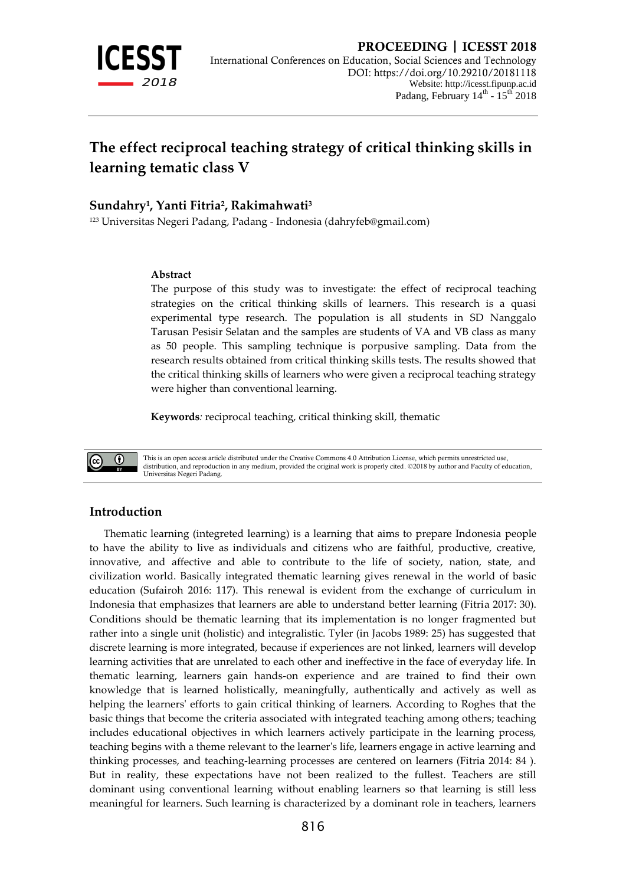# The effect reciprocal teaching strategy of critical thinking skills in learning tematic class V

**Sundahry[1], Yanti Fitria[2], Rakimahwati[3]**

[123] Universitas Negeri Padang, Padang - Indonesia (dahryfeb@gmail.com)

**Abstract**

The purpose of this study was to investigate: the effect of reciprocal teaching strategies on the critical thinking skills of learners. This research is a quasi experimental type research. The population is all students in SD Nanggalo Tarusan Pesisir Selatan and the samples are students of VA and VB class as many as 50 people. This sampling technique is porpusive sampling. Data from the research results obtained from critical thinking skills tests. The results showed that the critical thinking skills of learners who were given a reciprocal teaching strategy were higher than conventional learning.

**Keywords**: reciprocal teaching, critical thinking skill, thematic

This is an open access article distributed under the Creative Commons 4.0 Attribution License, which permits unrestricted use, distribution, and reproduction in any medium, provided the original work is properly cited. ©2018 by author and Faculty of education, Universitas Negeri Padang.

## Introduction

Thematic learning (integreted learning) is a learning that aims to prepare Indonesia people to have the ability to live as individuals and citizens who are faithful, productive, creative, innovative, and affective and able to contribute to the life of society, nation, state, and civilization world. Basically integrated thematic learning gives renewal in the world of basic education (Sufairoh 2016: 117). This renewal is evident from the exchange of curriculum in Indonesia that emphasizes that learners are able to understand better learning (Fitria 2017: 30). Conditions should be thematic learning that its implementation is no longer fragmented but rather into a single unit (holistic) and integralistic. Tyler (in Jacobs 1989: 25) has suggested that discrete learning is more integrated, because if experiences are not linked, learners will develop learning activities that are unrelated to each other and ineffective in the face of everyday life. In thematic learning, learners gain hands-on experience and are trained to find their own knowledge that is learned holistically, meaningfully, authentically and actively as well as helping the learners' efforts to gain critical thinking of learners. According to Roghes that the basic things that become the criteria associated with integrated teaching among others; teaching includes educational objectives in which learners actively participate in the learning process, teaching begins with a theme relevant to the learner's life, learners engage in active learning and thinking processes, and teaching-learning processes are centered on learners (Fitria 2014: 84 ). But in reality, these expectations have not been realized to the fullest. Teachers are still dominant using conventional learning without enabling learners so that learning is still less meaningful for learners. Such learning is characterized by a dominant role in teachers, learners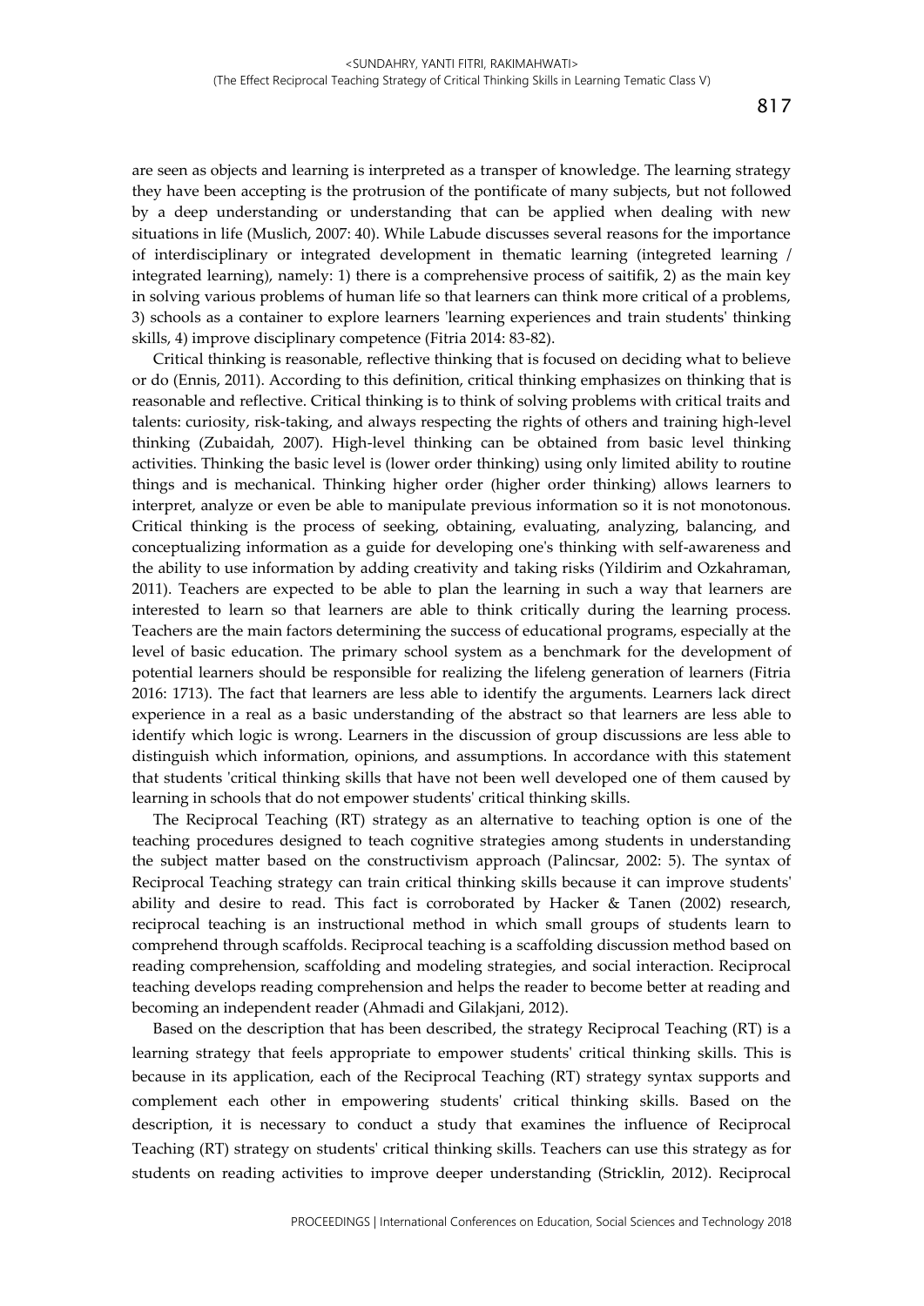are seen as objects and learning is interpreted as a transper of knowledge. The learning strategy they have been accepting is the protrusion of the pontificate of many subjects, but not followed by a deep understanding or understanding that can be applied when dealing with new situations in life (Muslich, 2007: 40). While Labude discusses several reasons for the importance of interdisciplinary or integrated development in thematic learning (integreted learning / integrated learning), namely: 1) there is a comprehensive process of saitifik, 2) as the main key in solving various problems of human life so that learners can think more critical of a problems, 3) schools as a container to explore learners 'learning experiences and train students' thinking skills, 4) improve disciplinary competence (Fitria 2014: 83-82).

Critical thinking is reasonable, reflective thinking that is focused on deciding what to believe or do (Ennis, 2011). According to this definition, critical thinking emphasizes on thinking that is reasonable and reflective. Critical thinking is to think of solving problems with critical traits and talents: curiosity, risk-taking, and always respecting the rights of others and training high-level thinking (Zubaidah, 2007). High-level thinking can be obtained from basic level thinking activities. Thinking the basic level is (lower order thinking) using only limited ability to routine things and is mechanical. Thinking higher order (higher order thinking) allows learners to interpret, analyze or even be able to manipulate previous information so it is not monotonous. Critical thinking is the process of seeking, obtaining, evaluating, analyzing, balancing, and conceptualizing information as a guide for developing one's thinking with self-awareness and the ability to use information by adding creativity and taking risks (Yildirim and Ozkahraman, 2011). Teachers are expected to be able to plan the learning in such a way that learners are interested to learn so that learners are able to think critically during the learning process. Teachers are the main factors determining the success of educational programs, especially at the level of basic education. The primary school system as a benchmark for the development of potential learners should be responsible for realizing the lifeleng generation of learners (Fitria 2016: 1713). The fact that learners are less able to identify the arguments. Learners lack direct experience in a real as a basic understanding of the abstract so that learners are less able to identify which logic is wrong. Learners in the discussion of group discussions are less able to distinguish which information, opinions, and assumptions. In accordance with this statement that students 'critical thinking skills that have not been well developed one of them caused by learning in schools that do not empower students' critical thinking skills.

The Reciprocal Teaching (RT) strategy as an alternative to teaching option is one of the teaching procedures designed to teach cognitive strategies among students in understanding the subject matter based on the constructivism approach (Palincsar, 2002: 5). The syntax of Reciprocal Teaching strategy can train critical thinking skills because it can improve students' ability and desire to read. This fact is corroborated by Hacker & Tanen (2002) research, reciprocal teaching is an instructional method in which small groups of students learn to comprehend through scaffolds. Reciprocal teaching is a scaffolding discussion method based on reading comprehension, scaffolding and modeling strategies, and social interaction. Reciprocal teaching develops reading comprehension and helps the reader to become better at reading and becoming an independent reader (Ahmadi and Gilakjani, 2012).

Based on the description that has been described, the strategy Reciprocal Teaching (RT) is a learning strategy that feels appropriate to empower students' critical thinking skills. This is because in its application, each of the Reciprocal Teaching (RT) strategy syntax supports and complement each other in empowering students' critical thinking skills. Based on the description, it is necessary to conduct a study that examines the influence of Reciprocal Teaching (RT) strategy on students' critical thinking skills. Teachers can use this strategy as for students on reading activities to improve deeper understanding (Stricklin, 2012). Reciprocal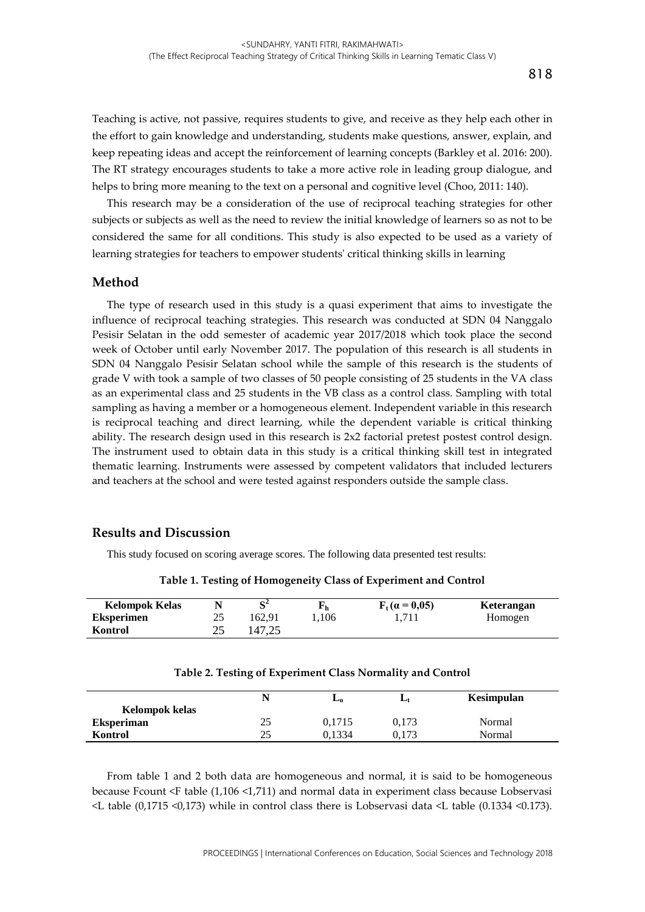Teaching is active, not passive, requires students to give, and receive as they help each other in the effort to gain knowledge and understanding, students make questions, answer, explain, and keep repeating ideas and accept the reinforcement of learning concepts (Barkley et al. 2016: 200). The RT strategy encourages students to take a more active role in leading group dialogue, and helps to bring more meaning to the text on a personal and cognitive level (Choo, 2011: 140).

This research may be a consideration of the use of reciprocal teaching strategies for other subjects or subjects as well as the need to review the initial knowledge of learners so as not to be considered the same for all conditions. This study is also expected to be used as a variety of learning strategies for teachers to empower students' critical thinking skills in learning

## Method

The type of research used in this study is a quasi experiment that aims to investigate the influence of reciprocal teaching strategies. This research was conducted at SDN 04 Nanggalo Pesisir Selatan in the odd semester of academic year 2017/2018 which took place the second week of October until early November 2017. The population of this research is all students in SDN 04 Nanggalo Pesisir Selatan school while the sample of this research is the students of grade V with took a sample of two classes of 50 people consisting of 25 students in the VA class as an experimental class and 25 students in the VB class as a control class. Sampling with total sampling as having a member or a homogeneous element. Independent variable in this research is reciprocal teaching and direct learning, while the dependent variable is critical thinking ability. The research design used in this research is 2x2 factorial pretest postest control design. The instrument used to obtain data in this study is a critical thinking skill test in integrated thematic learning. Instruments were assessed by competent validators that included lecturers and teachers at the school and were tested against responders outside the sample class.

## Results and Discussion

This study focused on scoring average scores. The following data presented test results:

**Table 1. Testing of Homogeneity Class of Experiment and Control**

| Kelompok Kelas | N | $S^2$ | $F_h$ | $F_t$ ($\alpha$ = 0,05) | Keterangan |
|---|---|---|---|---|---|
| **Eksperimen** | 25 | 162,91 | 1,106 | 1,711 | Homogen |
| **Kontrol** | 25 | 147,25 | | | |

**Table 2. Testing of Experiment Class Normality and Control**

| Kelompok kelas | N | $L_o$ | $L_t$ | Kesimpulan |
|---|---|---|---|---|
| **Eksperiman** | 25 | 0,1715 | 0,173 | Normal |
| **Kontrol** | 25 | 0,1334 | 0,173 | Normal |

From table 1 and 2 both data are homogeneous and normal, it is said to be homogeneous because Fcount <F table (1,106 <1,711) and normal data in experiment class because Lobservasi <L table (0,1715 <0,173) while in control class there is Lobservasi data <L table (0.1334 <0.173).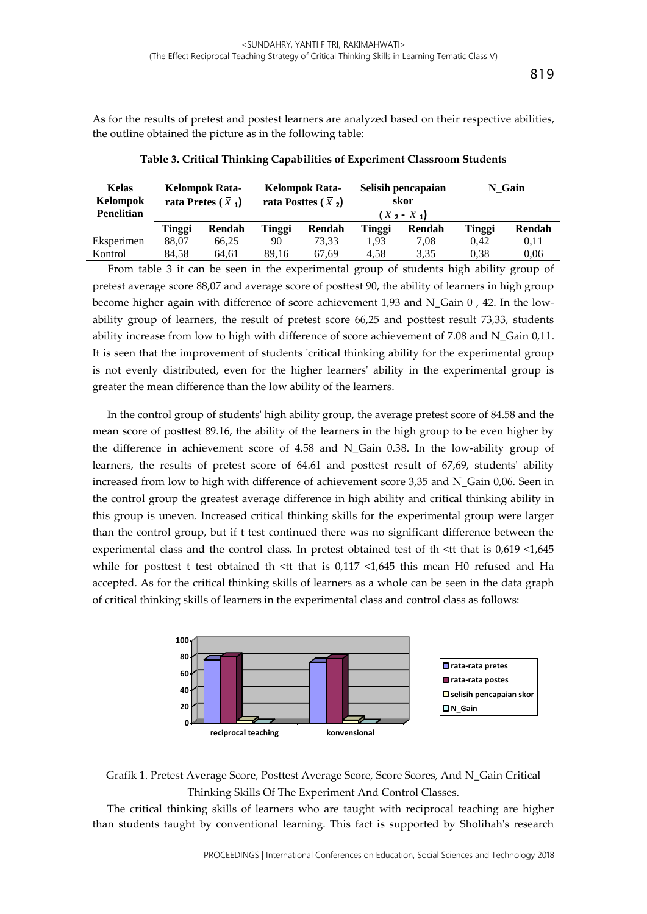As for the results of pretest and postest learners are analyzed based on their respective abilities, the outline obtained the picture as in the following table:

**Table 3. Critical Thinking Capabilities of Experiment Classroom Students**

| Kelas Kelompok Penelitian | Kelompok Rata-rata Pretes ($\bar{x}_1$) | | Kelompok Rata-rata Posttes ($\bar{x}_2$) | | Selisih pencapaian skor ($\bar{x}_2$ - $\bar{x}_1$) | | N_Gain | |
|---|---|---|---|---|---|---|---|---|
| | Tinggi | Rendah | Tinggi | Rendah | Tinggi | Rendah | Tinggi | Rendah |
| Eksperimen | 88,07 | 66,25 | 90 | 73,33 | 1,93 | 7,08 | 0,42 | 0,11 |
| Kontrol | 84,58 | 64,61 | 89,16 | 67,69 | 4,58 | 3,35 | 0,38 | 0,06 |

From table 3 it can be seen in the experimental group of students high ability group of pretest average score 88,07 and average score of posttest 90, the ability of learners in high group become higher again with difference of score achievement 1,93 and N_Gain 0 , 42. In the low-ability group of learners, the result of pretest score 66,25 and posttest result 73,33, students ability increase from low to high with difference of score achievement of 7.08 and N_Gain 0,11. It is seen that the improvement of students 'critical thinking ability for the experimental group is not evenly distributed, even for the higher learners' ability in the experimental group is greater the mean difference than the low ability of the learners.

In the control group of students' high ability group, the average pretest score of 84.58 and the mean score of posttest 89.16, the ability of the learners in the high group to be even higher by the difference in achievement score of 4.58 and N_Gain 0.38. In the low-ability group of learners, the results of pretest score of 64.61 and posttest result of 67,69, students' ability increased from low to high with difference of achievement score 3,35 and N_Gain 0,06. Seen in the control group the greatest average difference in high ability and critical thinking ability in this group is uneven. Increased critical thinking skills for the experimental group were larger than the control group, but if t test continued there was no significant difference between the experimental class and the control class. In pretest obtained test of th <tt that is 0,619 <1,645 while for posttest t test obtained th <tt that is 0,117 <1,645 this mean H0 refused and Ha accepted. As for the critical thinking skills of learners as a whole can be seen in the data graph of critical thinking skills of learners in the experimental class and control class as follows:

Grafik 1. Pretest Average Score, Posttest Average Score, Score Scores, And N_Gain Critical Thinking Skills Of The Experiment And Control Classes.

The critical thinking skills of learners who are taught with reciprocal teaching are higher than students taught by conventional learning. This fact is supported by Sholihah's research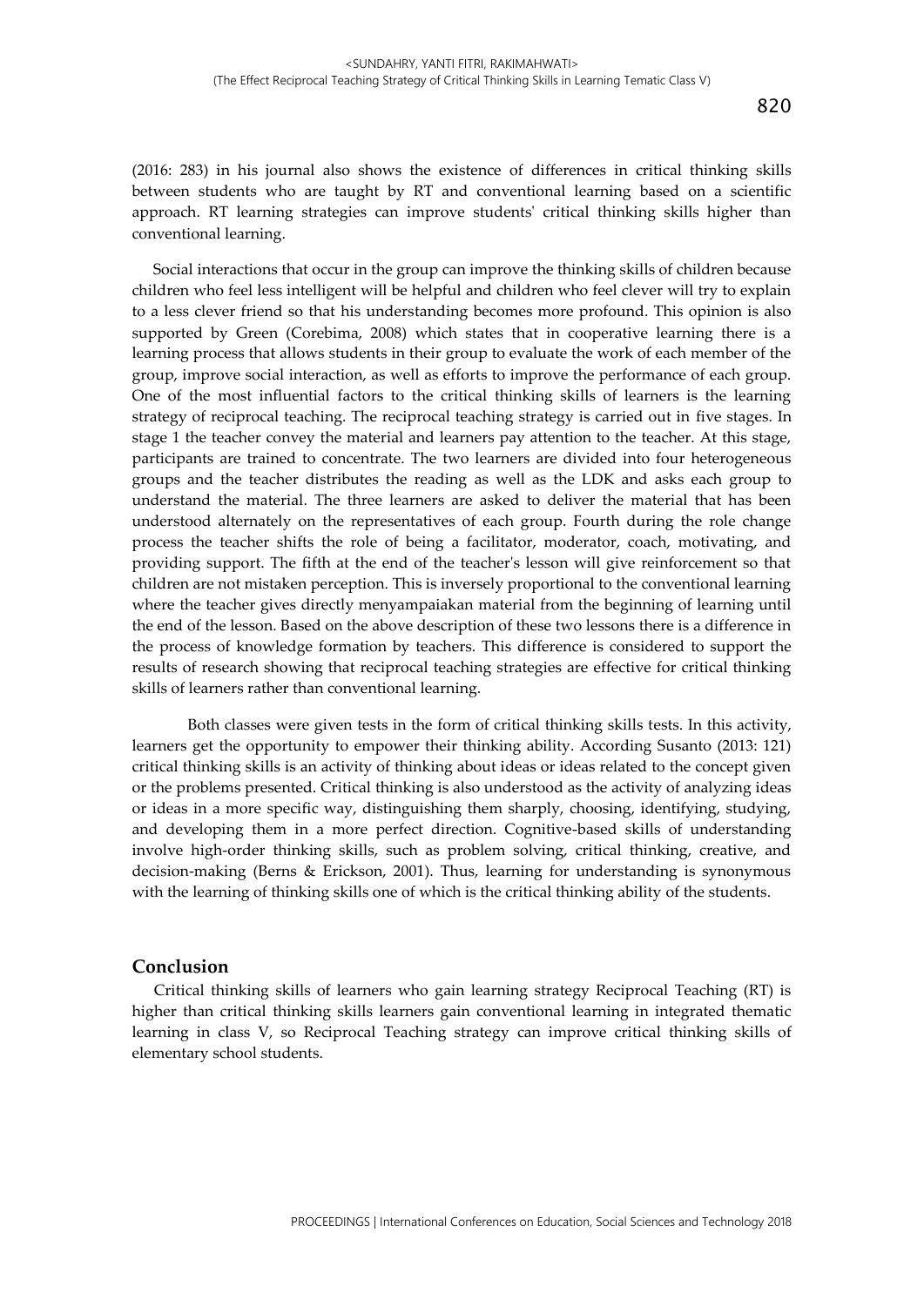(2016: 283) in his journal also shows the existence of differences in critical thinking skills between students who are taught by RT and conventional learning based on a scientific approach. RT learning strategies can improve students' critical thinking skills higher than conventional learning.

Social interactions that occur in the group can improve the thinking skills of children because children who feel less intelligent will be helpful and children who feel clever will try to explain to a less clever friend so that his understanding becomes more profound. This opinion is also supported by Green (Corebima, 2008) which states that in cooperative learning there is a learning process that allows students in their group to evaluate the work of each member of the group, improve social interaction, as well as efforts to improve the performance of each group. One of the most influential factors to the critical thinking skills of learners is the learning strategy of reciprocal teaching. The reciprocal teaching strategy is carried out in five stages. In stage 1 the teacher convey the material and learners pay attention to the teacher. At this stage, participants are trained to concentrate. The two learners are divided into four heterogeneous groups and the teacher distributes the reading as well as the LDK and asks each group to understand the material. The three learners are asked to deliver the material that has been understood alternately on the representatives of each group. Fourth during the role change process the teacher shifts the role of being a facilitator, moderator, coach, motivating, and providing support. The fifth at the end of the teacher's lesson will give reinforcement so that children are not mistaken perception. This is inversely proportional to the conventional learning where the teacher gives directly menyampaiakan material from the beginning of learning until the end of the lesson. Based on the above description of these two lessons there is a difference in the process of knowledge formation by teachers. This difference is considered to support the results of research showing that reciprocal teaching strategies are effective for critical thinking skills of learners rather than conventional learning.

Both classes were given tests in the form of critical thinking skills tests. In this activity, learners get the opportunity to empower their thinking ability. According Susanto (2013: 121) critical thinking skills is an activity of thinking about ideas or ideas related to the concept given or the problems presented. Critical thinking is also understood as the activity of analyzing ideas or ideas in a more specific way, distinguishing them sharply, choosing, identifying, studying, and developing them in a more perfect direction. Cognitive-based skills of understanding involve high-order thinking skills, such as problem solving, critical thinking, creative, and decision-making (Berns & Erickson, 2001). Thus, learning for understanding is synonymous with the learning of thinking skills one of which is the critical thinking ability of the students.

## Conclusion

Critical thinking skills of learners who gain learning strategy Reciprocal Teaching (RT) is higher than critical thinking skills learners gain conventional learning in integrated thematic learning in class V, so Reciprocal Teaching strategy can improve critical thinking skills of elementary school students.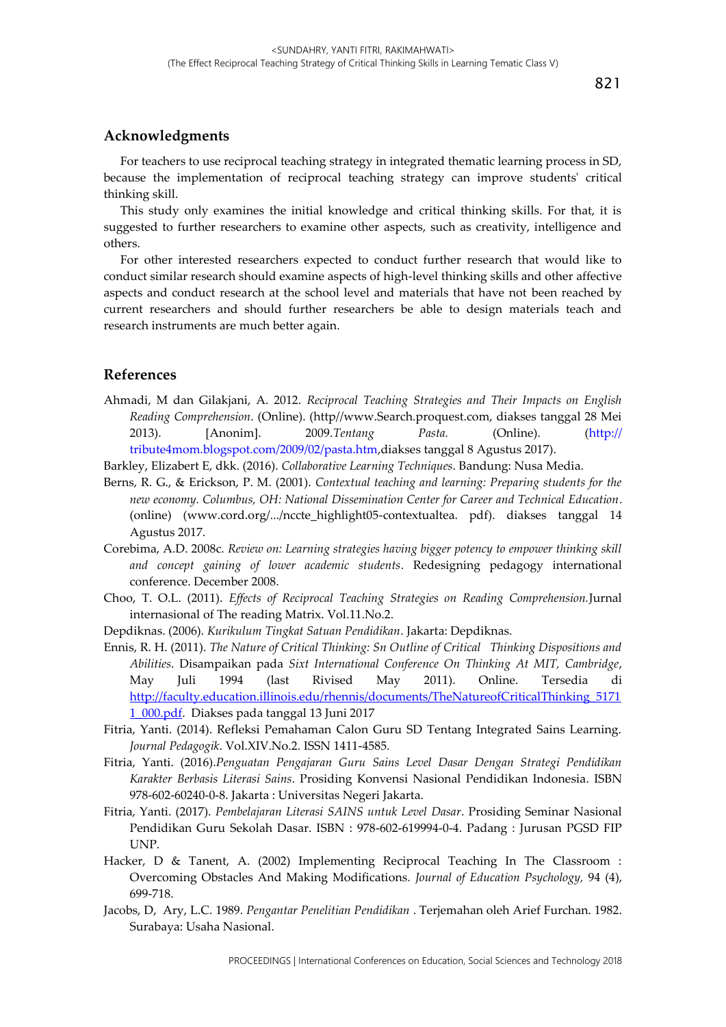## Acknowledgments

For teachers to use reciprocal teaching strategy in integrated thematic learning process in SD, because the implementation of reciprocal teaching strategy can improve students' critical thinking skill.

This study only examines the initial knowledge and critical thinking skills. For that, it is suggested to further researchers to examine other aspects, such as creativity, intelligence and others.

For other interested researchers expected to conduct further research that would like to conduct similar research should examine aspects of high-level thinking skills and other affective aspects and conduct research at the school level and materials that have not been reached by current researchers and should further researchers be able to design materials teach and research instruments are much better again.

## References

Ahmadi, M dan Gilakjani, A. 2012. *Reciprocal Teaching Strategies and Their Impacts on English Reading Comprehension*. (Online). (http//www.Search.proquest.com, diakses tanggal 28 Mei 2013). [Anonim]. 2009.*Tentang Pasta.* (Online). (http://tribute4mom.blogspot.com/2009/02/pasta.htm,diakses tanggal 8 Agustus 2017).

Barkley, Elizabert E, dkk. (2016). *Collaborative Learning Techniques*. Bandung: Nusa Media.

Berns, R. G., & Erickson, P. M. (2001). *Contextual teaching and learning: Preparing students for the new economy. Columbus, OH: National Dissemination Center for Career and Technical Education*. (online) (www.cord.org/.../nccte_highlight05-contextualtea. pdf). diakses tanggal 14 Agustus 2017.

Corebima, A.D. 2008c. *Review on: Learning strategies having bigger potency to empower thinking skill and concept gaining of lower academic students*. Redesigning pedagogy international conference. December 2008.

Choo, T. O.L. (2011). *Effects of Reciprocal Teaching Strategies on Reading Comprehension.*Jurnal internasional of The reading Matrix. Vol.11.No.2.

Depdiknas. (2006). *Kurikulum Tingkat Satuan Pendidikan*. Jakarta: Depdiknas.

Ennis, R. H. (2011). *The Nature of Critical Thinking: Sn Outline of Critical Thinking Dispositions and Abilities*. Disampaikan pada *Sixt International Conference On Thinking At MIT, Cambridge*, May Juli 1994 (last Rivised May 2011). Online. Tersedia di http://faculty.education.illinois.edu/rhennis/documents/TheNatureofCriticalThinking_51711_000.pdf. Diakses pada tanggal 13 Juni 2017

Fitria, Yanti. (2014). Refleksi Pemahaman Calon Guru SD Tentang Integrated Sains Learning. *Journal Pedagogik*. Vol.XIV.No.2. ISSN 1411-4585.

Fitria, Yanti. (2016).*Penguatan Pengajaran Guru Sains Level Dasar Dengan Strategi Pendidikan Karakter Berbasis Literasi Sains*. Prosiding Konvensi Nasional Pendidikan Indonesia. ISBN 978-602-60240-0-8. Jakarta : Universitas Negeri Jakarta.

Fitria, Yanti. (2017). *Pembelajaran Literasi SAINS untuk Level Dasar*. Prosiding Seminar Nasional Pendidikan Guru Sekolah Dasar. ISBN : 978-602-619994-0-4. Padang : Jurusan PGSD FIP UNP.

Hacker, D & Tanent, A. (2002) Implementing Reciprocal Teaching In The Classroom : Overcoming Obstacles And Making Modifications. *Journal of Education Psychology*, 94 (4), 699-718.

Jacobs, D, Ary, L.C. 1989. *Pengantar Penelitian Pendidikan* . Terjemahan oleh Arief Furchan. 1982. Surabaya: Usaha Nasional.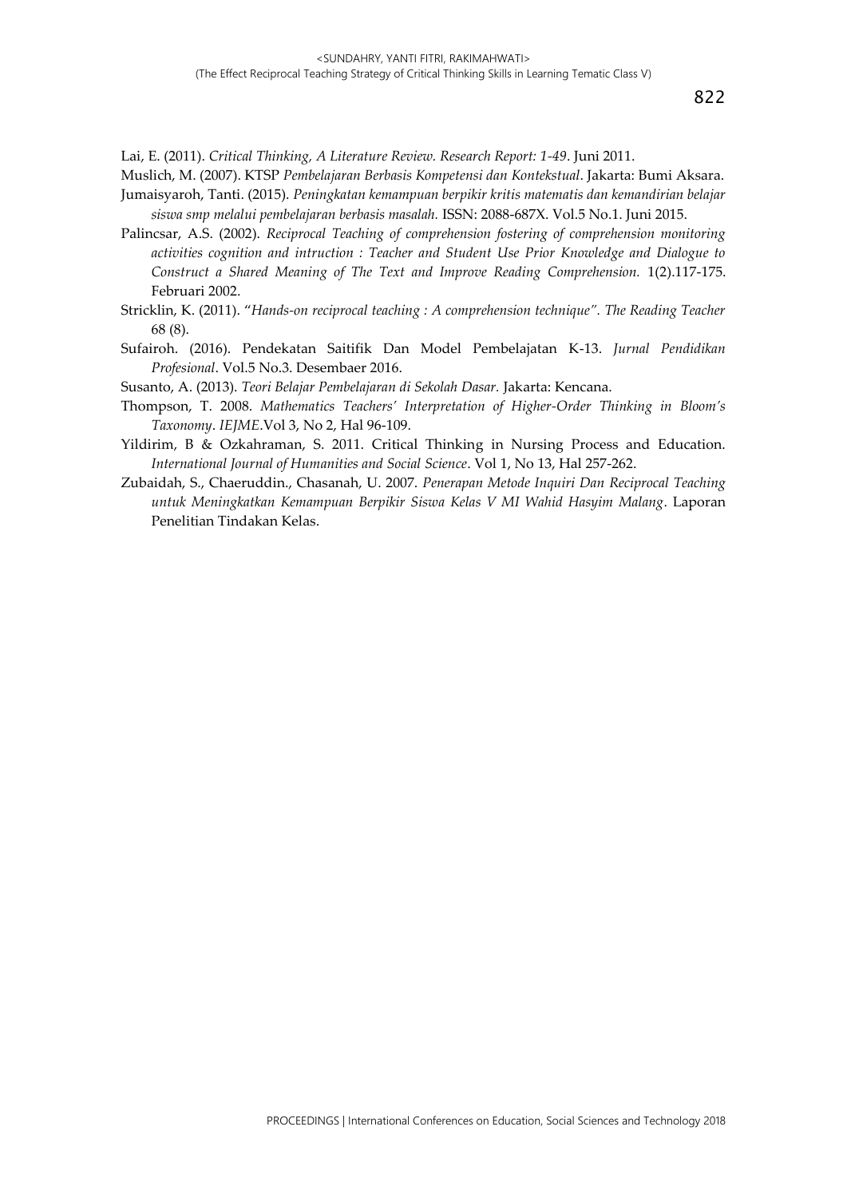Lai, E. (2011). *Critical Thinking, A Literature Review. Research Report: 1-49*. Juni 2011.

Muslich, M. (2007). KTSP *Pembelajaran Berbasis Kompetensi dan Kontekstual*. Jakarta: Bumi Aksara.

Jumaisyaroh, Tanti. (2015). *Peningkatan kemampuan berpikir kritis matematis dan kemandirian belajar siswa smp melalui pembelajaran berbasis masalah.* ISSN: 2088-687X. Vol.5 No.1. Juni 2015.

Palincsar, A.S. (2002). *Reciprocal Teaching of comprehension fostering of comprehension monitoring activities cognition and intruction : Teacher and Student Use Prior Knowledge and Dialogue to Construct a Shared Meaning of The Text and Improve Reading Comprehension.* 1(2).117-175. Februari 2002.

Stricklin, K. (2011). "*Hands-on reciprocal teaching : A comprehension technique". The Reading Teacher* 68 (8).

Sufairoh. (2016). Pendekatan Saitifik Dan Model Pembelajatan K-13. *Jurnal Pendidikan Profesional*. Vol.5 No.3. Desembaer 2016.

Susanto, A. (2013). *Teori Belajar Pembelajaran di Sekolah Dasar*. Jakarta: Kencana.

Thompson, T. 2008. *Mathematics Teachers' Interpretation of Higher-Order Thinking in Bloom's Taxonomy*. *IEJME*.Vol 3, No 2, Hal 96-109.

Yildirim, B & Ozkahraman, S. 2011. Critical Thinking in Nursing Process and Education. *International Journal of Humanities and Social Science*. Vol 1, No 13, Hal 257-262.

Zubaidah, S., Chaeruddin., Chasanah, U. 2007. *Penerapan Metode Inquiri Dan Reciprocal Teaching untuk Meningkatkan Kemampuan Berpikir Siswa Kelas V MI Wahid Hasyim Malang*. Laporan Penelitian Tindakan Kelas.